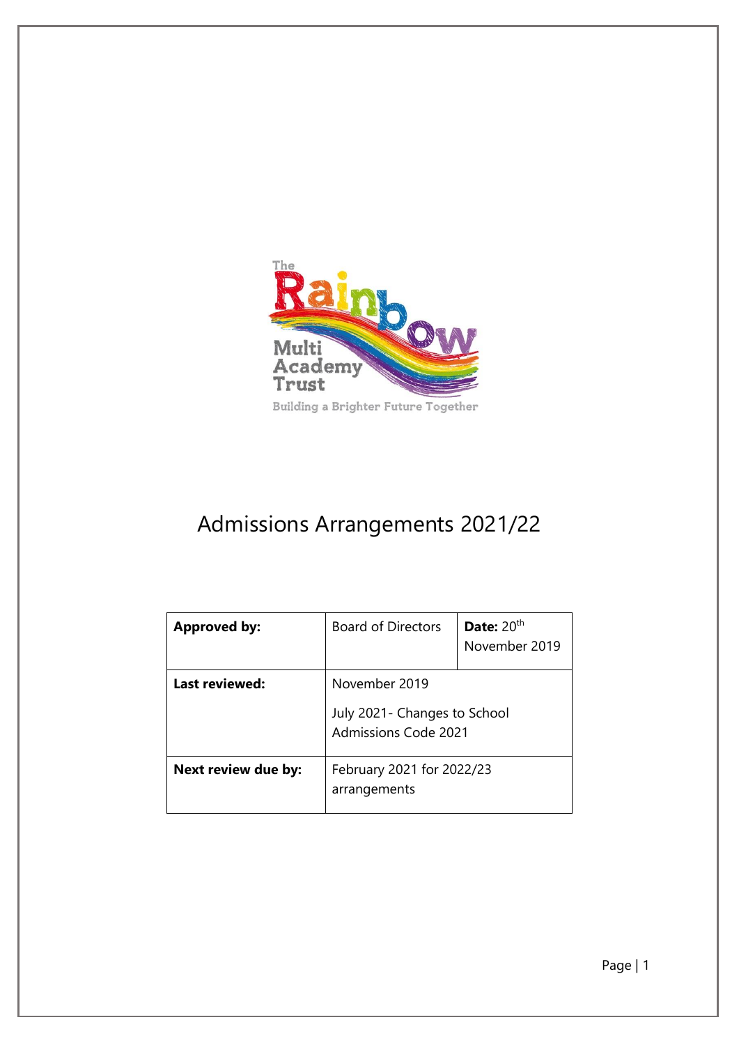# Admissions Arrangements 2021/22

| **Approved by:** | Board of Directors | **Date:** 20th November 2019 |
|---|---|---|
| **Last reviewed:** | November 2019<br><br>July 2021- Changes to School Admissions Code 2021 | |
| **Next review due by:** | February 2021 for 2022/23 arrangements | |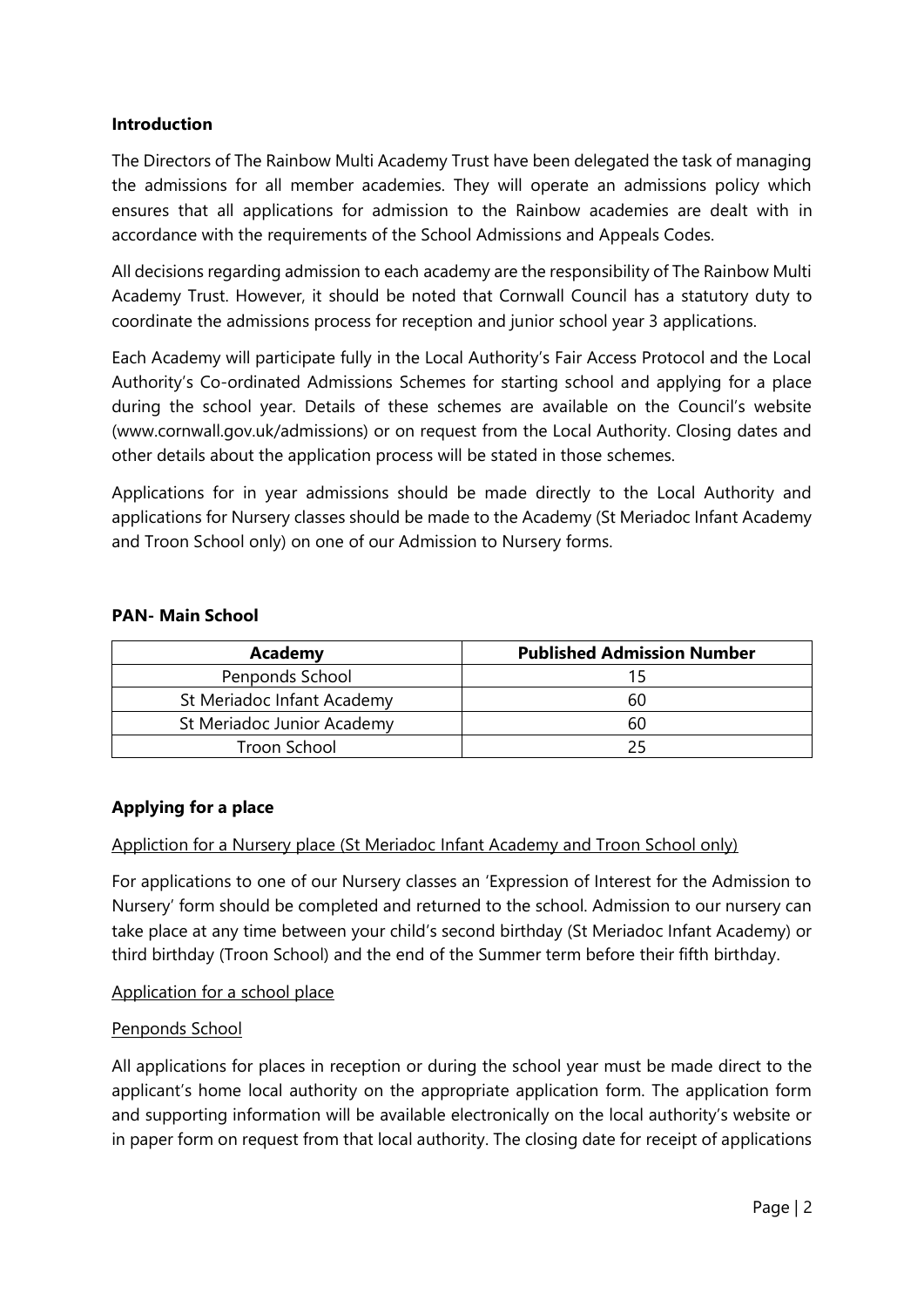**Introduction**

The Directors of The Rainbow Multi Academy Trust have been delegated the task of managing the admissions for all member academies. They will operate an admissions policy which ensures that all applications for admission to the Rainbow academies are dealt with in accordance with the requirements of the School Admissions and Appeals Codes.

All decisions regarding admission to each academy are the responsibility of The Rainbow Multi Academy Trust. However, it should be noted that Cornwall Council has a statutory duty to coordinate the admissions process for reception and junior school year 3 applications.

Each Academy will participate fully in the Local Authority's Fair Access Protocol and the Local Authority's Co-ordinated Admissions Schemes for starting school and applying for a place during the school year. Details of these schemes are available on the Council's website (www.cornwall.gov.uk/admissions) or on request from the Local Authority. Closing dates and other details about the application process will be stated in those schemes.

Applications for in year admissions should be made directly to the Local Authority and applications for Nursery classes should be made to the Academy (St Meriadoc Infant Academy and Troon School only) on one of our Admission to Nursery forms.

**PAN- Main School**

| Academy | Published Admission Number |
|---|---|
| Penponds School | 15 |
| St Meriadoc Infant Academy | 60 |
| St Meriadoc Junior Academy | 60 |
| Troon School | 25 |

**Applying for a place**

Appliction for a Nursery place (St Meriadoc Infant Academy and Troon School only)

For applications to one of our Nursery classes an 'Expression of Interest for the Admission to Nursery' form should be completed and returned to the school. Admission to our nursery can take place at any time between your child's second birthday (St Meriadoc Infant Academy) or third birthday (Troon School) and the end of the Summer term before their fifth birthday.

Application for a school place

Penponds School

All applications for places in reception or during the school year must be made direct to the applicant's home local authority on the appropriate application form. The application form and supporting information will be available electronically on the local authority's website or in paper form on request from that local authority. The closing date for receipt of applications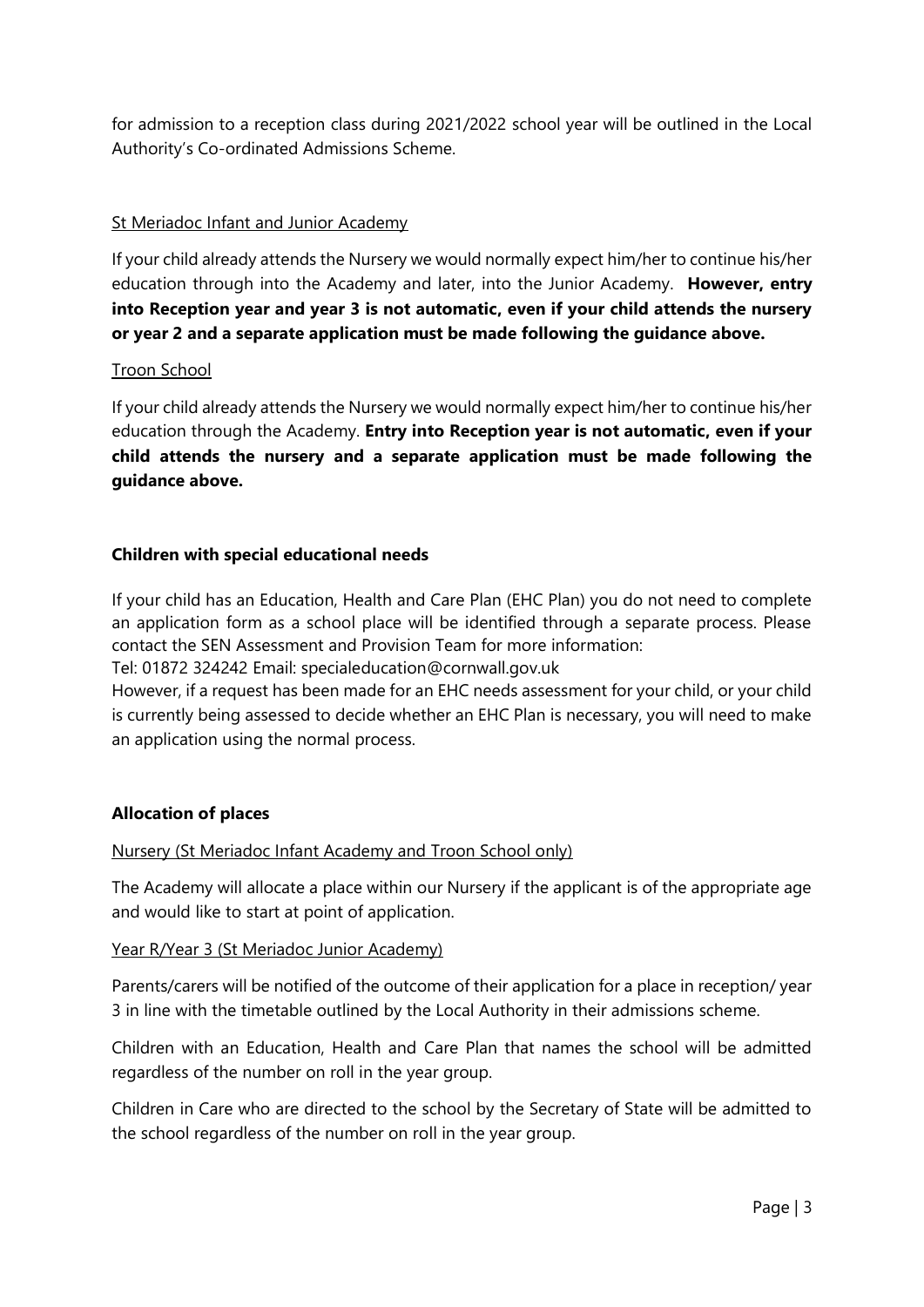for admission to a reception class during 2021/2022 school year will be outlined in the Local Authority's Co-ordinated Admissions Scheme.

St Meriadoc Infant and Junior Academy

If your child already attends the Nursery we would normally expect him/her to continue his/her education through into the Academy and later, into the Junior Academy. **However, entry into Reception year and year 3 is not automatic, even if your child attends the nursery or year 2 and a separate application must be made following the guidance above.**

Troon School

If your child already attends the Nursery we would normally expect him/her to continue his/her education through the Academy. **Entry into Reception year is not automatic, even if your child attends the nursery and a separate application must be made following the guidance above.**

### Children with special educational needs

If your child has an Education, Health and Care Plan (EHC Plan) you do not need to complete an application form as a school place will be identified through a separate process. Please contact the SEN Assessment and Provision Team for more information:
Tel: 01872 324242 Email: specialeducation@cornwall.gov.uk
However, if a request has been made for an EHC needs assessment for your child, or your child is currently being assessed to decide whether an EHC Plan is necessary, you will need to make an application using the normal process.

### Allocation of places

Nursery (St Meriadoc Infant Academy and Troon School only)

The Academy will allocate a place within our Nursery if the applicant is of the appropriate age and would like to start at point of application.

Year R/Year 3 (St Meriadoc Junior Academy)

Parents/carers will be notified of the outcome of their application for a place in reception/ year 3 in line with the timetable outlined by the Local Authority in their admissions scheme.

Children with an Education, Health and Care Plan that names the school will be admitted regardless of the number on roll in the year group.

Children in Care who are directed to the school by the Secretary of State will be admitted to the school regardless of the number on roll in the year group.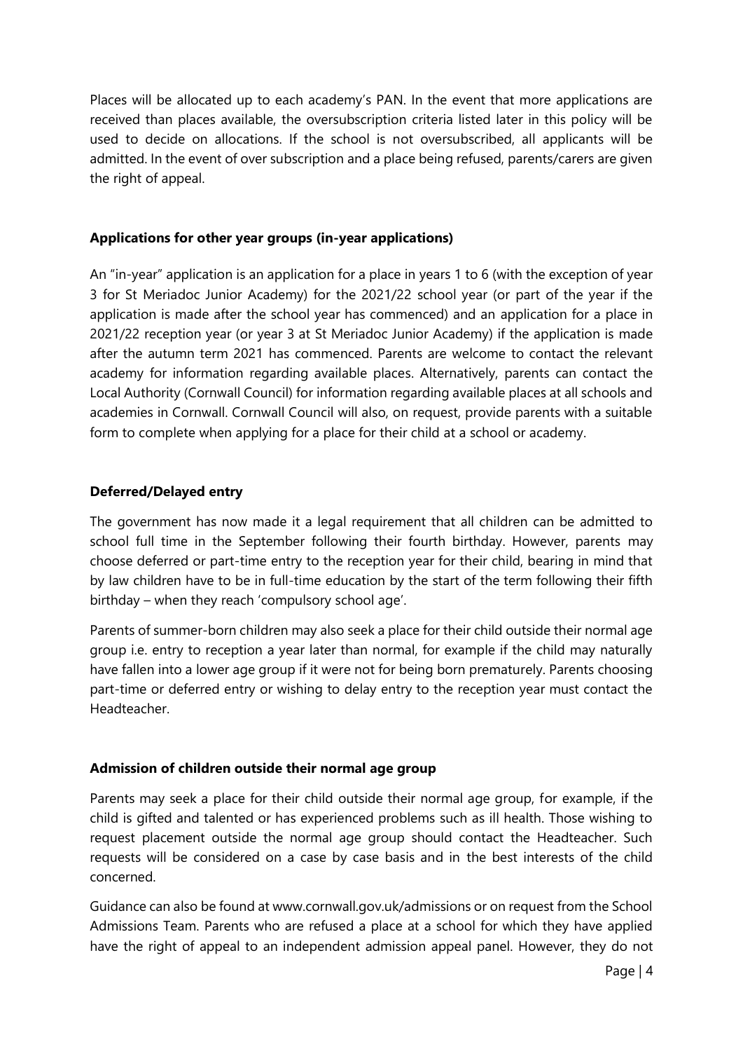Places will be allocated up to each academy's PAN. In the event that more applications are received than places available, the oversubscription criteria listed later in this policy will be used to decide on allocations. If the school is not oversubscribed, all applicants will be admitted. In the event of over subscription and a place being refused, parents/carers are given the right of appeal.

### Applications for other year groups (in-year applications)

An "in-year" application is an application for a place in years 1 to 6 (with the exception of year 3 for St Meriadoc Junior Academy) for the 2021/22 school year (or part of the year if the application is made after the school year has commenced) and an application for a place in 2021/22 reception year (or year 3 at St Meriadoc Junior Academy) if the application is made after the autumn term 2021 has commenced. Parents are welcome to contact the relevant academy for information regarding available places. Alternatively, parents can contact the Local Authority (Cornwall Council) for information regarding available places at all schools and academies in Cornwall. Cornwall Council will also, on request, provide parents with a suitable form to complete when applying for a place for their child at a school or academy.

### Deferred/Delayed entry

The government has now made it a legal requirement that all children can be admitted to school full time in the September following their fourth birthday. However, parents may choose deferred or part-time entry to the reception year for their child, bearing in mind that by law children have to be in full-time education by the start of the term following their fifth birthday – when they reach 'compulsory school age'.

Parents of summer-born children may also seek a place for their child outside their normal age group i.e. entry to reception a year later than normal, for example if the child may naturally have fallen into a lower age group if it were not for being born prematurely. Parents choosing part-time or deferred entry or wishing to delay entry to the reception year must contact the Headteacher.

### Admission of children outside their normal age group

Parents may seek a place for their child outside their normal age group, for example, if the child is gifted and talented or has experienced problems such as ill health. Those wishing to request placement outside the normal age group should contact the Headteacher. Such requests will be considered on a case by case basis and in the best interests of the child concerned.

Guidance can also be found at www.cornwall.gov.uk/admissions or on request from the School Admissions Team. Parents who are refused a place at a school for which they have applied have the right of appeal to an independent admission appeal panel. However, they do not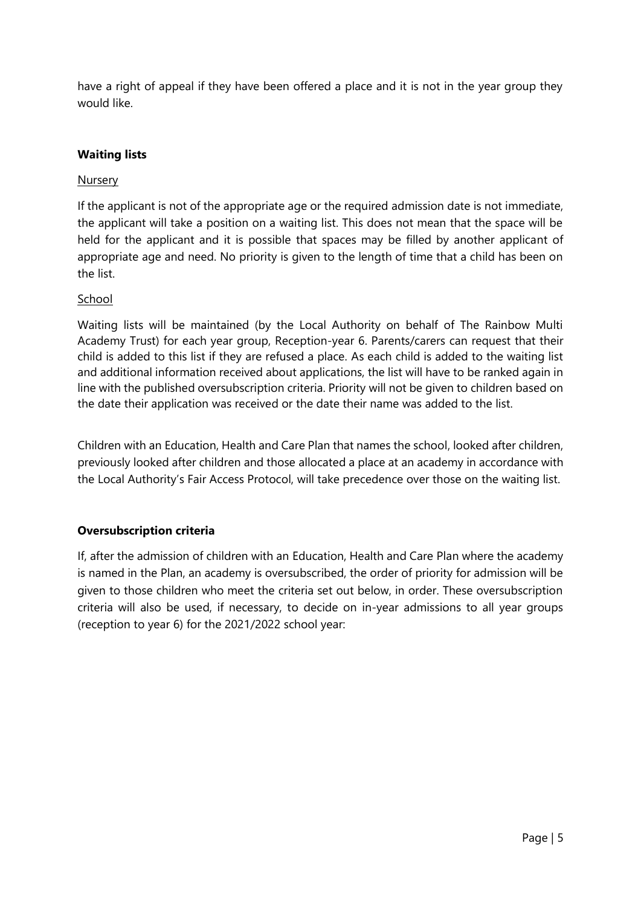have a right of appeal if they have been offered a place and it is not in the year group they would like.

**Waiting lists**

Nursery

If the applicant is not of the appropriate age or the required admission date is not immediate, the applicant will take a position on a waiting list. This does not mean that the space will be held for the applicant and it is possible that spaces may be filled by another applicant of appropriate age and need. No priority is given to the length of time that a child has been on the list.

School

Waiting lists will be maintained (by the Local Authority on behalf of The Rainbow Multi Academy Trust) for each year group, Reception-year 6. Parents/carers can request that their child is added to this list if they are refused a place. As each child is added to the waiting list and additional information received about applications, the list will have to be ranked again in line with the published oversubscription criteria. Priority will not be given to children based on the date their application was received or the date their name was added to the list.

Children with an Education, Health and Care Plan that names the school, looked after children, previously looked after children and those allocated a place at an academy in accordance with the Local Authority's Fair Access Protocol, will take precedence over those on the waiting list.

**Oversubscription criteria**

If, after the admission of children with an Education, Health and Care Plan where the academy is named in the Plan, an academy is oversubscribed, the order of priority for admission will be given to those children who meet the criteria set out below, in order. These oversubscription criteria will also be used, if necessary, to decide on in-year admissions to all year groups (reception to year 6) for the 2021/2022 school year: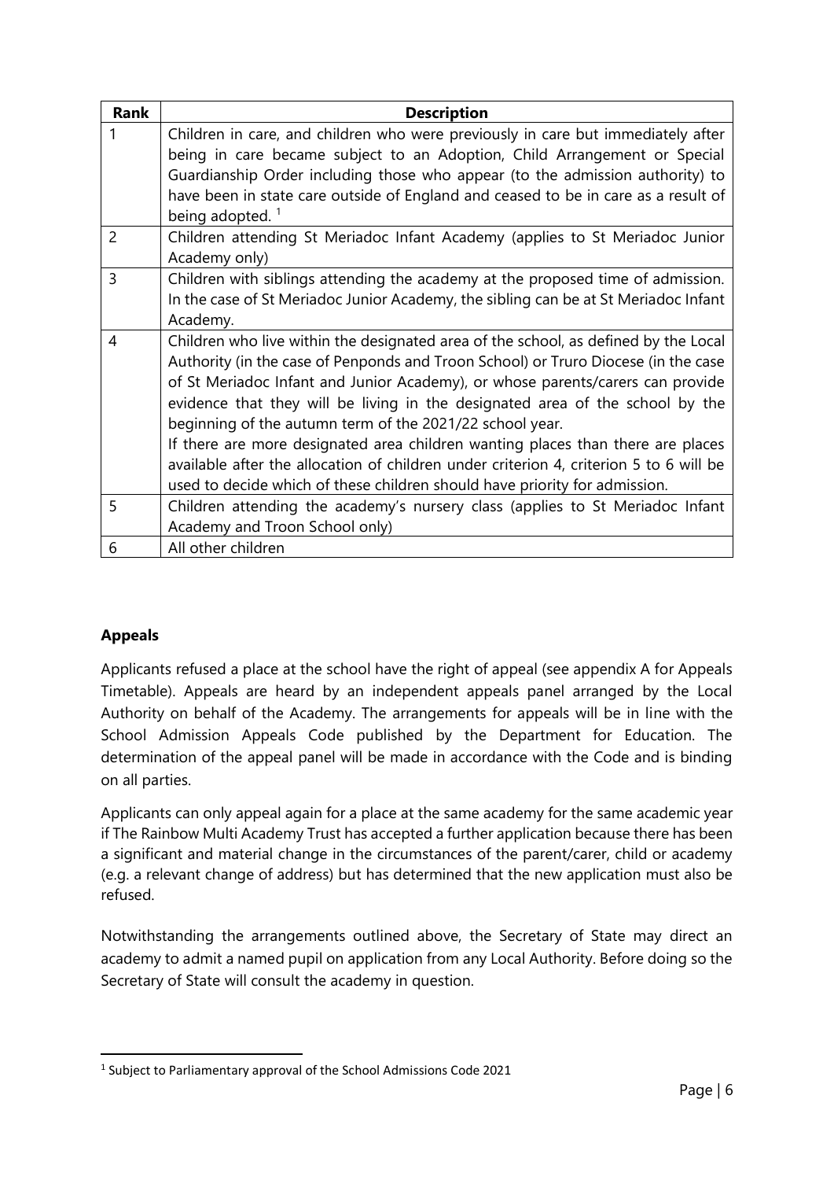| Rank | Description |
| --- | --- |
| 1 | Children in care, and children who were previously in care but immediately after being in care became subject to an Adoption, Child Arrangement or Special Guardianship Order including those who appear (to the admission authority) to have been in state care outside of England and ceased to be in care as a result of being adopted. [1] |
| 2 | Children attending St Meriadoc Infant Academy (applies to St Meriadoc Junior Academy only) |
| 3 | Children with siblings attending the academy at the proposed time of admission. In the case of St Meriadoc Junior Academy, the sibling can be at St Meriadoc Infant Academy. |
| 4 | Children who live within the designated area of the school, as defined by the Local Authority (in the case of Penponds and Troon School) or Truro Diocese (in the case of St Meriadoc Infant and Junior Academy), or whose parents/carers can provide evidence that they will be living in the designated area of the school by the beginning of the autumn term of the 2021/22 school year.<br>If there are more designated area children wanting places than there are places available after the allocation of children under criterion 4, criterion 5 to 6 will be used to decide which of these children should have priority for admission. |
| 5 | Children attending the academy's nursery class (applies to St Meriadoc Infant Academy and Troon School only) |
| 6 | All other children |

**Appeals**

Applicants refused a place at the school have the right of appeal (see appendix A for Appeals Timetable). Appeals are heard by an independent appeals panel arranged by the Local Authority on behalf of the Academy. The arrangements for appeals will be in line with the School Admission Appeals Code published by the Department for Education. The determination of the appeal panel will be made in accordance with the Code and is binding on all parties.

Applicants can only appeal again for a place at the same academy for the same academic year if The Rainbow Multi Academy Trust has accepted a further application because there has been a significant and material change in the circumstances of the parent/carer, child or academy (e.g. a relevant change of address) but has determined that the new application must also be refused.

Notwithstanding the arrangements outlined above, the Secretary of State may direct an academy to admit a named pupil on application from any Local Authority. Before doing so the Secretary of State will consult the academy in question.

[1] Subject to Parliamentary approval of the School Admissions Code 2021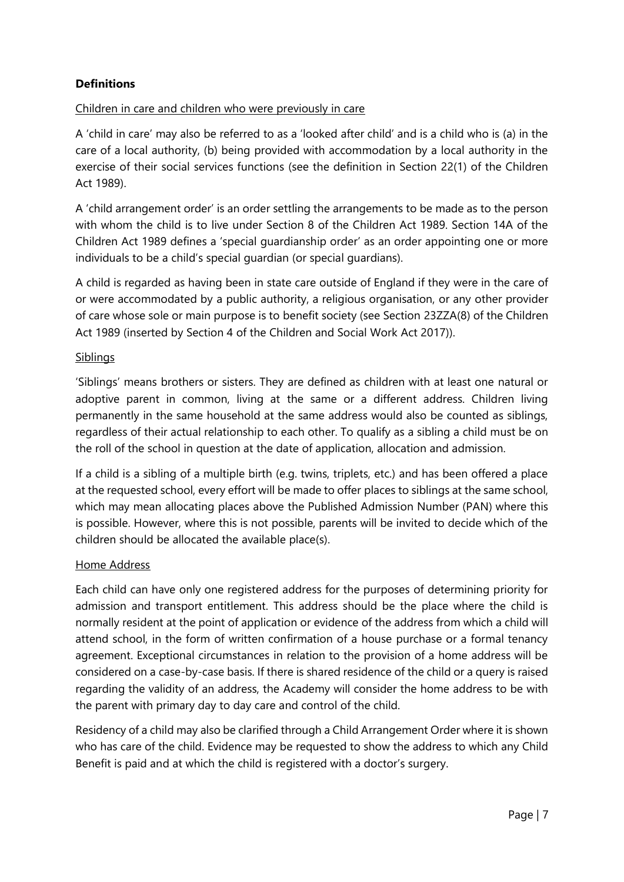**Definitions**

<u>Children in care and children who were previously in care</u>

A 'child in care' may also be referred to as a 'looked after child' and is a child who is (a) in the care of a local authority, (b) being provided with accommodation by a local authority in the exercise of their social services functions (see the definition in Section 22(1) of the Children Act 1989).

A 'child arrangement order' is an order settling the arrangements to be made as to the person with whom the child is to live under Section 8 of the Children Act 1989. Section 14A of the Children Act 1989 defines a 'special guardianship order' as an order appointing one or more individuals to be a child's special guardian (or special guardians).

A child is regarded as having been in state care outside of England if they were in the care of or were accommodated by a public authority, a religious organisation, or any other provider of care whose sole or main purpose is to benefit society (see Section 23ZZA(8) of the Children Act 1989 (inserted by Section 4 of the Children and Social Work Act 2017)).

<u>Siblings</u>

'Siblings' means brothers or sisters. They are defined as children with at least one natural or adoptive parent in common, living at the same or a different address. Children living permanently in the same household at the same address would also be counted as siblings, regardless of their actual relationship to each other. To qualify as a sibling a child must be on the roll of the school in question at the date of application, allocation and admission.

If a child is a sibling of a multiple birth (e.g. twins, triplets, etc.) and has been offered a place at the requested school, every effort will be made to offer places to siblings at the same school, which may mean allocating places above the Published Admission Number (PAN) where this is possible. However, where this is not possible, parents will be invited to decide which of the children should be allocated the available place(s).

<u>Home Address</u>

Each child can have only one registered address for the purposes of determining priority for admission and transport entitlement. This address should be the place where the child is normally resident at the point of application or evidence of the address from which a child will attend school, in the form of written confirmation of a house purchase or a formal tenancy agreement. Exceptional circumstances in relation to the provision of a home address will be considered on a case-by-case basis. If there is shared residence of the child or a query is raised regarding the validity of an address, the Academy will consider the home address to be with the parent with primary day to day care and control of the child.

Residency of a child may also be clarified through a Child Arrangement Order where it is shown who has care of the child. Evidence may be requested to show the address to which any Child Benefit is paid and at which the child is registered with a doctor's surgery.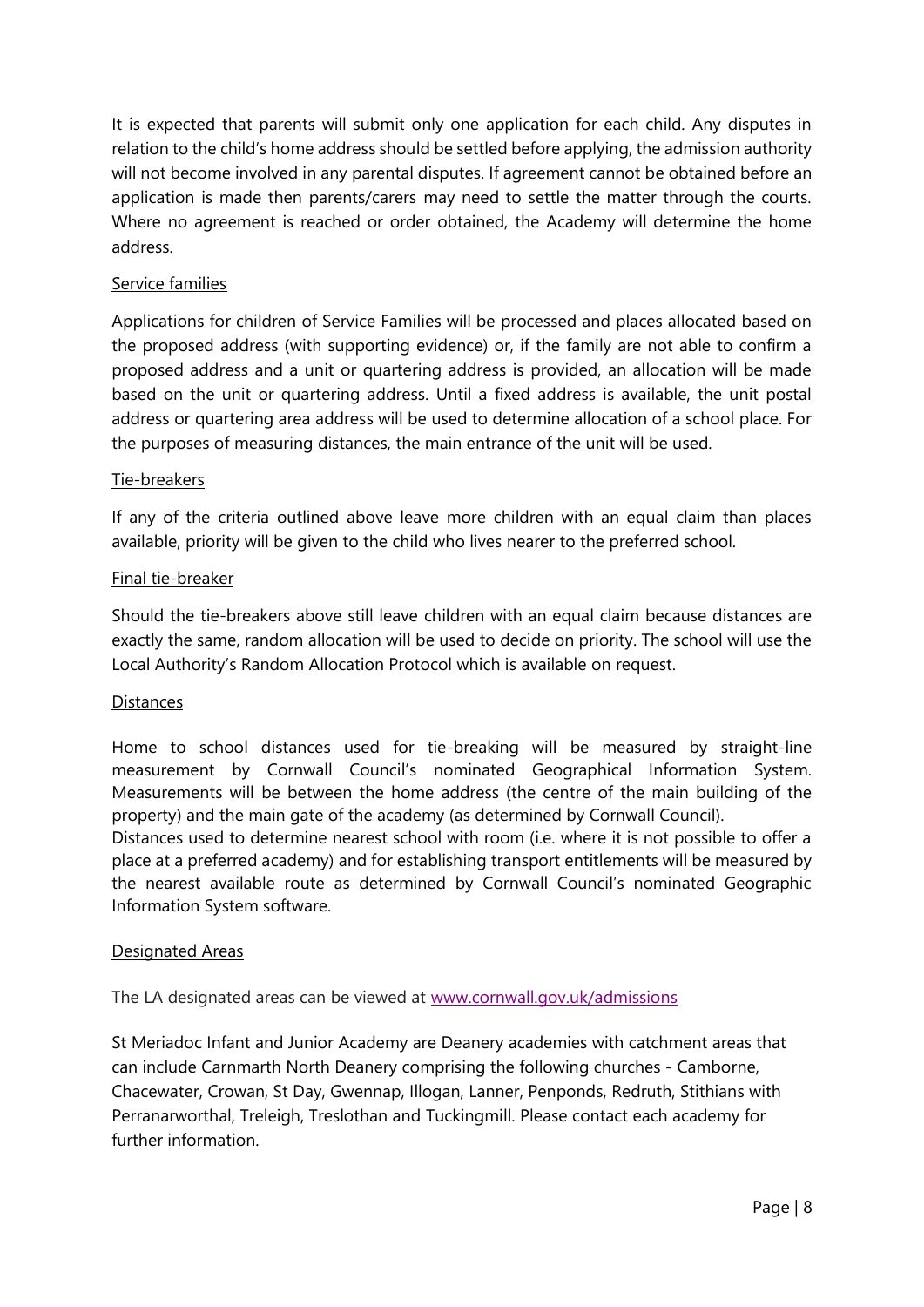It is expected that parents will submit only one application for each child. Any disputes in relation to the child's home address should be settled before applying, the admission authority will not become involved in any parental disputes. If agreement cannot be obtained before an application is made then parents/carers may need to settle the matter through the courts. Where no agreement is reached or order obtained, the Academy will determine the home address.

Service families

Applications for children of Service Families will be processed and places allocated based on the proposed address (with supporting evidence) or, if the family are not able to confirm a proposed address and a unit or quartering address is provided, an allocation will be made based on the unit or quartering address. Until a fixed address is available, the unit postal address or quartering area address will be used to determine allocation of a school place. For the purposes of measuring distances, the main entrance of the unit will be used.

Tie-breakers

If any of the criteria outlined above leave more children with an equal claim than places available, priority will be given to the child who lives nearer to the preferred school.

Final tie-breaker

Should the tie-breakers above still leave children with an equal claim because distances are exactly the same, random allocation will be used to decide on priority. The school will use the Local Authority's Random Allocation Protocol which is available on request.

Distances

Home to school distances used for tie-breaking will be measured by straight-line measurement by Cornwall Council's nominated Geographical Information System. Measurements will be between the home address (the centre of the main building of the property) and the main gate of the academy (as determined by Cornwall Council).
Distances used to determine nearest school with room (i.e. where it is not possible to offer a place at a preferred academy) and for establishing transport entitlements will be measured by the nearest available route as determined by Cornwall Council's nominated Geographic Information System software.

Designated Areas

The LA designated areas can be viewed at [www.cornwall.gov.uk/admissions](http://www.cornwall.gov.uk/admissions)

St Meriadoc Infant and Junior Academy are Deanery academies with catchment areas that can include Carnmarth North Deanery comprising the following churches - Camborne, Chacewater, Crowan, St Day, Gwennap, Illogan, Lanner, Penponds, Redruth, Stithians with Perranarworthal, Treleigh, Treslothan and Tuckingmill. Please contact each academy for further information.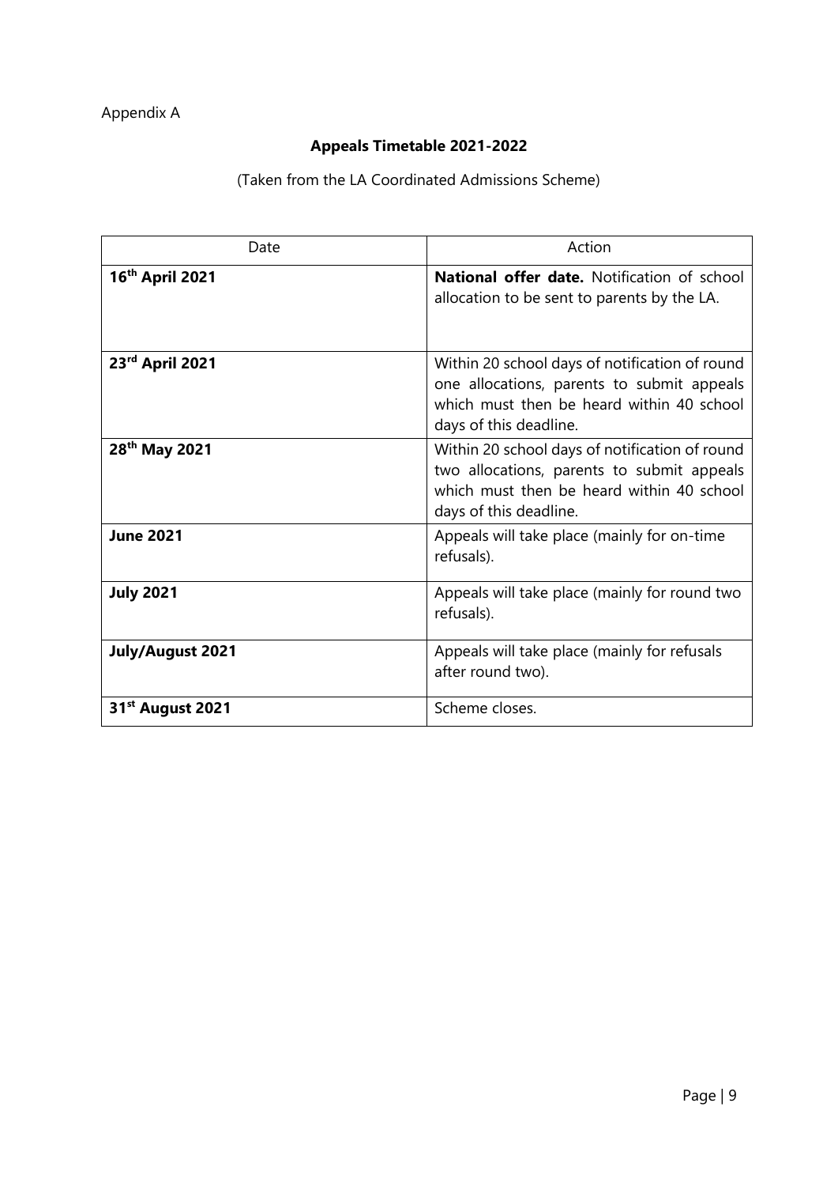Appendix A

## Appeals Timetable 2021-2022

(Taken from the LA Coordinated Admissions Scheme)

| Date | Action |
|---|---|
| **16th April 2021** | **National offer date.** Notification of school allocation to be sent to parents by the LA. |
| **23rd April 2021** | Within 20 school days of notification of round one allocations, parents to submit appeals which must then be heard within 40 school days of this deadline. |
| **28th May 2021** | Within 20 school days of notification of round two allocations, parents to submit appeals which must then be heard within 40 school days of this deadline. |
| **June 2021** | Appeals will take place (mainly for on-time refusals). |
| **July 2021** | Appeals will take place (mainly for round two refusals). |
| **July/August 2021** | Appeals will take place (mainly for refusals after round two). |
| **31st August 2021** | Scheme closes. |